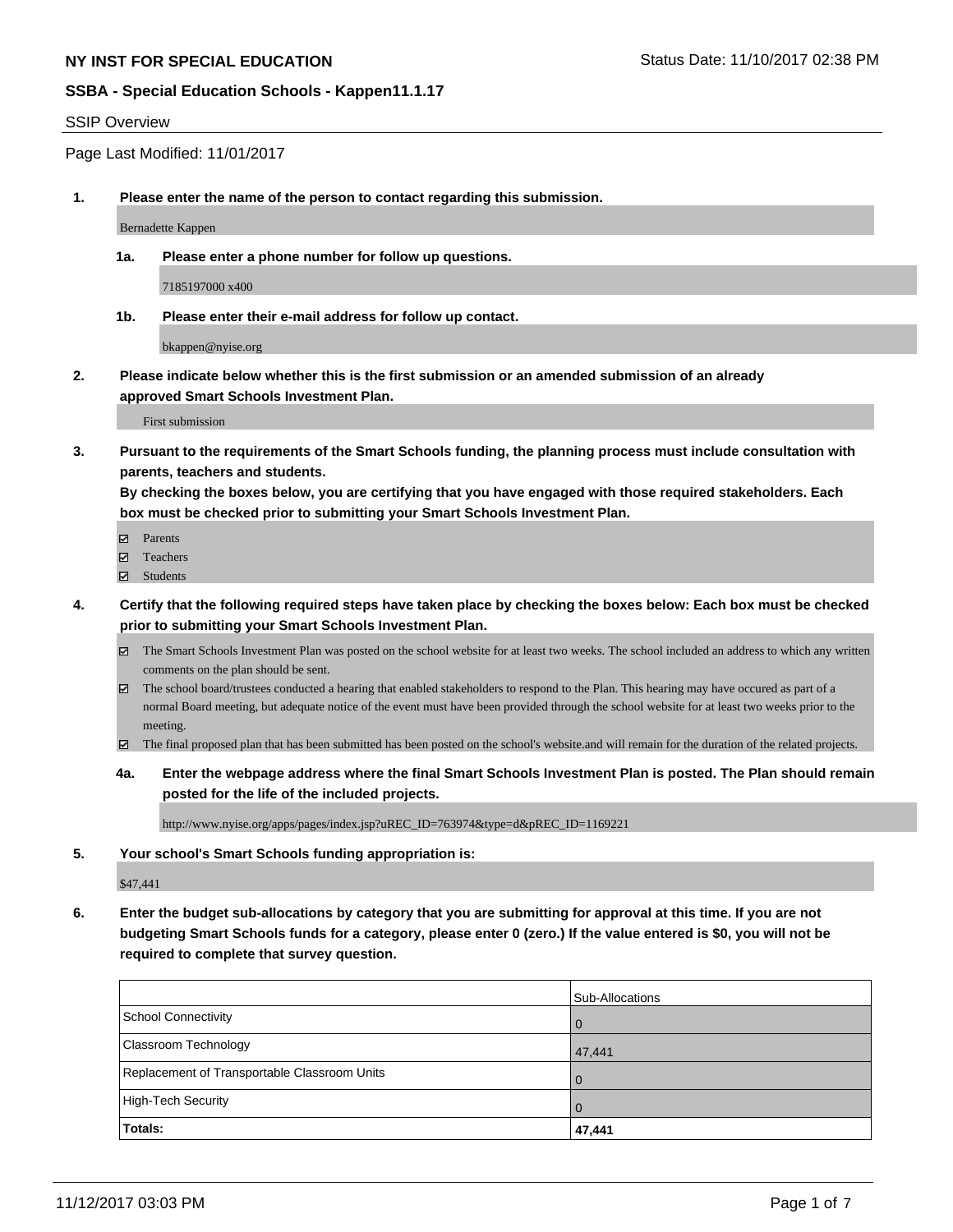**NY INST FOR SPECIAL EDUCATION** Status Date: 11/10/2017 02:38 PM

**SSBA - Special Education Schools - Kappen11.1.17**

SSIP Overview

Page Last Modified: 11/01/2017

1. **Please enter the name of the person to contact regarding this submission.**

   Bernadette Kappen

   1a. **Please enter a phone number for follow up questions.**

   7185197000 x400

   1b. **Please enter their e-mail address for follow up contact.**

   bkappen@nyise.org

2. **Please indicate below whether this is the first submission or an amended submission of an already approved Smart Schools Investment Plan.**

   First submission

3. **Pursuant to the requirements of the Smart Schools funding, the planning process must include consultation with parents, teachers and students.**
   **By checking the boxes below, you are certifying that you have engaged with those required stakeholders. Each box must be checked prior to submitting your Smart Schools Investment Plan.**

   - ☑ Parents
   - ☑ Teachers
   - ☑ Students

4. **Certify that the following required steps have taken place by checking the boxes below: Each box must be checked prior to submitting your Smart Schools Investment Plan.**

   - ☑ The Smart Schools Investment Plan was posted on the school website for at least two weeks. The school included an address to which any written comments on the plan should be sent.
   - ☑ The school board/trustees conducted a hearing that enabled stakeholders to respond to the Plan. This hearing may have occured as part of a normal Board meeting, but adequate notice of the event must have been provided through the school website for at least two weeks prior to the meeting.
   - ☑ The final proposed plan that has been submitted has been posted on the school's website.and will remain for the duration of the related projects.

   4a. **Enter the webpage address where the final Smart Schools Investment Plan is posted. The Plan should remain posted for the life of the included projects.**

   http://www.nyise.org/apps/pages/index.jsp?uREC_ID=763974&type=d&pREC_ID=1169221

5. **Your school's Smart Schools funding appropriation is:**

   $47,441

6. **Enter the budget sub-allocations by category that you are submitting for approval at this time. If you are not budgeting Smart Schools funds for a category, please enter 0 (zero.) If the value entered is $0, you will not be required to complete that survey question.**

| | Sub-Allocations |
|---|---|
| School Connectivity | 0 |
| Classroom Technology | 47,441 |
| Replacement of Transportable Classroom Units | 0 |
| High-Tech Security | 0 |
| **Totals:** | **47,441** |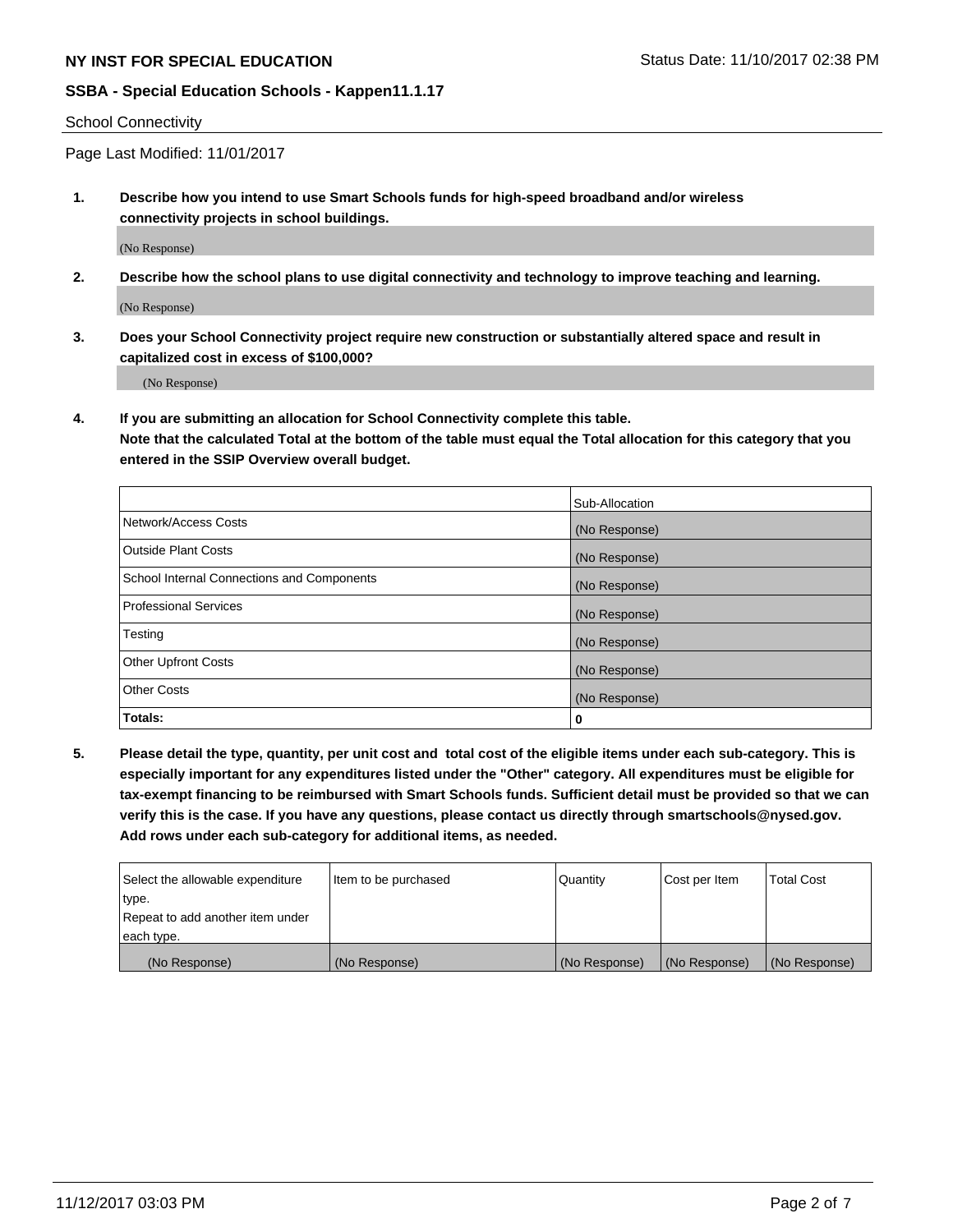School Connectivity

Page Last Modified: 11/01/2017

1. **Describe how you intend to use Smart Schools funds for high-speed broadband and/or wireless connectivity projects in school buildings.**

   (No Response)

2. **Describe how the school plans to use digital connectivity and technology to improve teaching and learning.**

   (No Response)

3. **Does your School Connectivity project require new construction or substantially altered space and result in capitalized cost in excess of $100,000?**

   (No Response)

4. **If you are submitting an allocation for School Connectivity complete this table. Note that the calculated Total at the bottom of the table must equal the Total allocation for this category that you entered in the SSIP Overview overall budget.**

| | Sub-Allocation |
|---|---|
| Network/Access Costs | (No Response) |
| Outside Plant Costs | (No Response) |
| School Internal Connections and Components | (No Response) |
| Professional Services | (No Response) |
| Testing | (No Response) |
| Other Upfront Costs | (No Response) |
| Other Costs | (No Response) |
| **Totals:** | **0** |

5. **Please detail the type, quantity, per unit cost and total cost of the eligible items under each sub-category. This is especially important for any expenditures listed under the "Other" category. All expenditures must be eligible for tax-exempt financing to be reimbursed with Smart Schools funds. Sufficient detail must be provided so that we can verify this is the case. If you have any questions, please contact us directly through smartschools@nysed.gov. Add rows under each sub-category for additional items, as needed.**

| Select the allowable expenditure type. Repeat to add another item under each type. | Item to be purchased | Quantity | Cost per Item | Total Cost |
|---|---|---|---|---|
| (No Response) | (No Response) | (No Response) | (No Response) | (No Response) |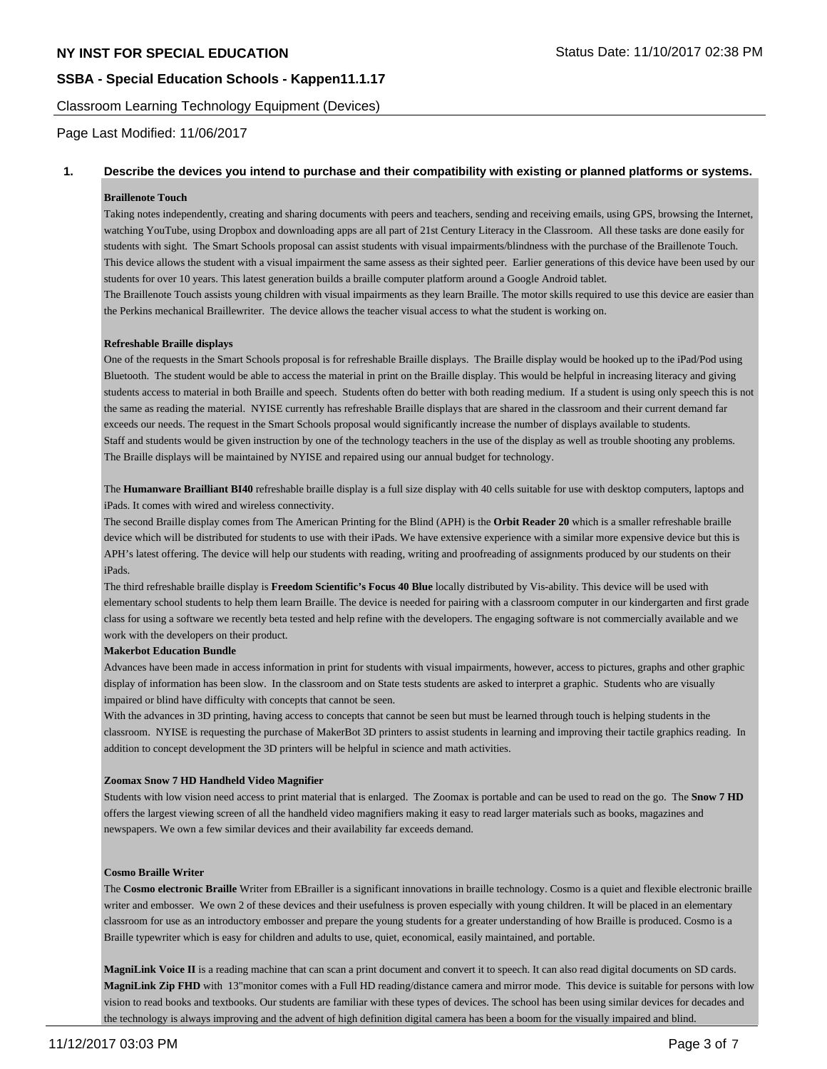## 1. Describe the devices you intend to purchase and their compatibility with existing or planned platforms or systems.

**Braillenote Touch**

Taking notes independently, creating and sharing documents with peers and teachers, sending and receiving emails, using GPS, browsing the Internet, watching YouTube, using Dropbox and downloading apps are all part of 21st Century Literacy in the Classroom. All these tasks are done easily for students with sight. The Smart Schools proposal can assist students with visual impairments/blindness with the purchase of the Braillenote Touch. This device allows the student with a visual impairment the same assess as their sighted peer. Earlier generations of this device have been used by our students for over 10 years. This latest generation builds a braille computer platform around a Google Android tablet.

The Braillenote Touch assists young children with visual impairments as they learn Braille. The motor skills required to use this device are easier than the Perkins mechanical Braillewriter. The device allows the teacher visual access to what the student is working on.

**Refreshable Braille displays**

One of the requests in the Smart Schools proposal is for refreshable Braille displays. The Braille display would be hooked up to the iPad/Pod using Bluetooth. The student would be able to access the material in print on the Braille display. This would be helpful in increasing literacy and giving students access to material in both Braille and speech. Students often do better with both reading medium. If a student is using only speech this is not the same as reading the material. NYISE currently has refreshable Braille displays that are shared in the classroom and their current demand far exceeds our needs. The request in the Smart Schools proposal would significantly increase the number of displays available to students.

Staff and students would be given instruction by one of the technology teachers in the use of the display as well as trouble shooting any problems. The Braille displays will be maintained by NYISE and repaired using our annual budget for technology.

The **Humanware Brailliant BI40** refreshable braille display is a full size display with 40 cells suitable for use with desktop computers, laptops and iPads. It comes with wired and wireless connectivity.

The second Braille display comes from The American Printing for the Blind (APH) is the **Orbit Reader 20** which is a smaller refreshable braille device which will be distributed for students to use with their iPads. We have extensive experience with a similar more expensive device but this is APH's latest offering. The device will help our students with reading, writing and proofreading of assignments produced by our students on their iPads.

The third refreshable braille display is **Freedom Scientific's Focus 40 Blue** locally distributed by Vis-ability. This device will be used with elementary school students to help them learn Braille. The device is needed for pairing with a classroom computer in our kindergarten and first grade class for using a software we recently beta tested and help refine with the developers. The engaging software is not commercially available and we work with the developers on their product.

**Makerbot Education Bundle**

Advances have been made in access information in print for students with visual impairments, however, access to pictures, graphs and other graphic display of information has been slow. In the classroom and on State tests students are asked to interpret a graphic. Students who are visually impaired or blind have difficulty with concepts that cannot be seen.

With the advances in 3D printing, having access to concepts that cannot be seen but must be learned through touch is helping students in the classroom. NYISE is requesting the purchase of MakerBot 3D printers to assist students in learning and improving their tactile graphics reading. In addition to concept development the 3D printers will be helpful in science and math activities.

**Zoomax Snow 7 HD Handheld Video Magnifier**

Students with low vision need access to print material that is enlarged. The Zoomax is portable and can be used to read on the go. The **Snow 7 HD** offers the largest viewing screen of all the handheld video magnifiers making it easy to read larger materials such as books, magazines and newspapers. We own a few similar devices and their availability far exceeds demand.

**Cosmo Braille Writer**

The **Cosmo electronic Braille** Writer from EBrailler is a significant innovations in braille technology. Cosmo is a quiet and flexible electronic braille writer and embosser. We own 2 of these devices and their usefulness is proven especially with young children. It will be placed in an elementary classroom for use as an introductory embosser and prepare the young students for a greater understanding of how Braille is produced. Cosmo is a Braille typewriter which is easy for children and adults to use, quiet, economical, easily maintained, and portable.

**MagniLink Voice II** is a reading machine that can scan a print document and convert it to speech. It can also read digital documents on SD cards. **MagniLink Zip FHD** with 13"monitor comes with a Full HD reading/distance camera and mirror mode. This device is suitable for persons with low vision to read books and textbooks. Our students are familiar with these types of devices. The school has been using similar devices for decades and the technology is always improving and the advent of high definition digital camera has been a boom for the visually impaired and blind.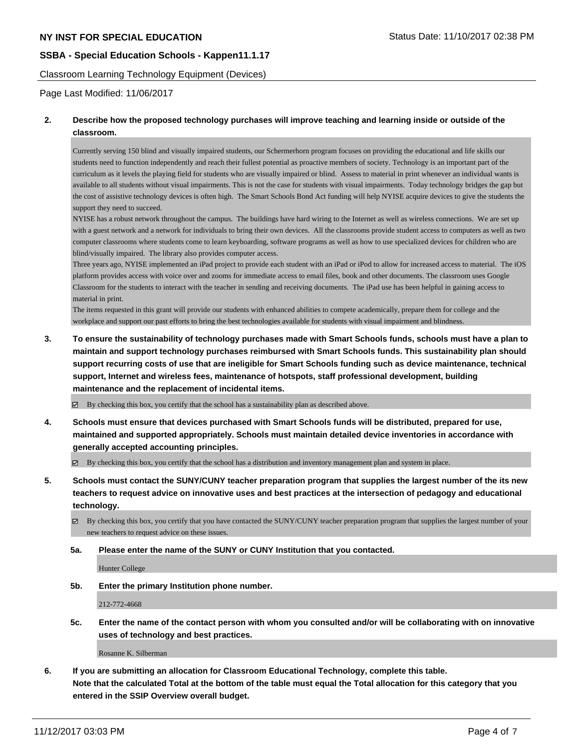Classroom Learning Technology Equipment (Devices)

Page Last Modified: 11/06/2017

**2. Describe how the proposed technology purchases will improve teaching and learning inside or outside of the classroom.**

Currently serving 150 blind and visually impaired students, our Schermerhorn program focuses on providing the educational and life skills our students need to function independently and reach their fullest potential as proactive members of society. Technology is an important part of the curriculum as it levels the playing field for students who are visually impaired or blind. Assess to material in print whenever an individual wants is available to all students without visual impairments. This is not the case for students with visual impairments. Today technology bridges the gap but the cost of assistive technology devices is often high. The Smart Schools Bond Act funding will help NYISE acquire devices to give the students the support they need to succeed.
NYISE has a robust network throughout the campus. The buildings have hard wiring to the Internet as well as wireless connections. We are set up with a guest network and a network for individuals to bring their own devices. All the classrooms provide student access to computers as well as two computer classrooms where students come to learn keyboarding, software programs as well as how to use specialized devices for children who are blind/visually impaired. The library also provides computer access.
Three years ago, NYISE implemented an iPad project to provide each student with an iPad or iPod to allow for increased access to material. The iOS platform provides access with voice over and zooms for immediate access to email files, book and other documents. The classroom uses Google Classroom for the students to interact with the teacher in sending and receiving documents. The iPad use has been helpful in gaining access to material in print.
The items requested in this grant will provide our students with enhanced abilities to compete academically, prepare them for college and the workplace and support our past efforts to bring the best technologies available for students with visual impairment and blindness.

**3. To ensure the sustainability of technology purchases made with Smart Schools funds, schools must have a plan to maintain and support technology purchases reimbursed with Smart Schools funds. This sustainability plan should support recurring costs of use that are ineligible for Smart Schools funding such as device maintenance, technical support, Internet and wireless fees, maintenance of hotspots, staff professional development, building maintenance and the replacement of incidental items.**

☑ By checking this box, you certify that the school has a sustainability plan as described above.

**4. Schools must ensure that devices purchased with Smart Schools funds will be distributed, prepared for use, maintained and supported appropriately. Schools must maintain detailed device inventories in accordance with generally accepted accounting principles.**

☑ By checking this box, you certify that the school has a distribution and inventory management plan and system in place.

**5. Schools must contact the SUNY/CUNY teacher preparation program that supplies the largest number of the its new teachers to request advice on innovative uses and best practices at the intersection of pedagogy and educational technology.**

☑ By checking this box, you certify that you have contacted the SUNY/CUNY teacher preparation program that supplies the largest number of your new teachers to request advice on these issues.

**5a. Please enter the name of the SUNY or CUNY Institution that you contacted.**

Hunter College

**5b. Enter the primary Institution phone number.**

212-772-4668

**5c. Enter the name of the contact person with whom you consulted and/or will be collaborating with on innovative uses of technology and best practices.**

Rosanne K. Silberman

**6. If you are submitting an allocation for Classroom Educational Technology, complete this table. Note that the calculated Total at the bottom of the table must equal the Total allocation for this category that you entered in the SSIP Overview overall budget.**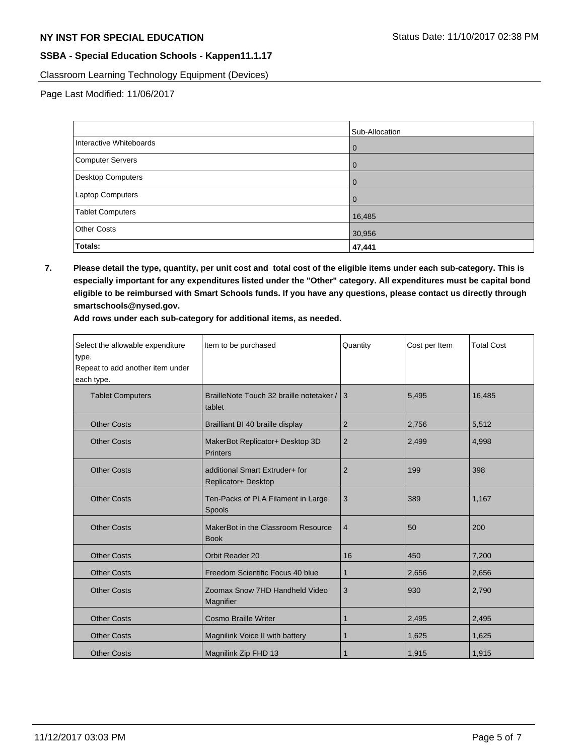**NY INST FOR SPECIAL EDUCATION** Status Date: 11/10/2017 02:38 PM

**SSBA - Special Education Schools - Kappen11.1.17**

Classroom Learning Technology Equipment (Devices)

Page Last Modified: 11/06/2017

| | Sub-Allocation |
|---|---|
| Interactive Whiteboards | 0 |
| Computer Servers | 0 |
| Desktop Computers | 0 |
| Laptop Computers | 0 |
| Tablet Computers | 16,485 |
| Other Costs | 30,956 |
| **Totals:** | **47,441** |

**7. Please detail the type, quantity, per unit cost and total cost of the eligible items under each sub-category. This is especially important for any expenditures listed under the "Other" category. All expenditures must be capital bond eligible to be reimbursed with Smart Schools funds. If you have any questions, please contact us directly through smartschools@nysed.gov.**

**Add rows under each sub-category for additional items, as needed.**

| Select the allowable expenditure type. Repeat to add another item under each type. | Item to be purchased | Quantity | Cost per Item | Total Cost |
|---|---|---|---|---|
| Tablet Computers | BrailleNote Touch 32 braille notetaker / tablet | 3 | 5,495 | 16,485 |
| Other Costs | Brailliant BI 40 braille display | 2 | 2,756 | 5,512 |
| Other Costs | MakerBot Replicator+ Desktop 3D Printers | 2 | 2,499 | 4,998 |
| Other Costs | additional Smart Extruder+ for Replicator+ Desktop | 2 | 199 | 398 |
| Other Costs | Ten-Packs of PLA Filament in Large Spools | 3 | 389 | 1,167 |
| Other Costs | MakerBot in the Classroom Resource Book | 4 | 50 | 200 |
| Other Costs | Orbit Reader 20 | 16 | 450 | 7,200 |
| Other Costs | Freedom Scientific Focus 40 blue | 1 | 2,656 | 2,656 |
| Other Costs | Zoomax Snow 7HD Handheld Video Magnifier | 3 | 930 | 2,790 |
| Other Costs | Cosmo Braille Writer | 1 | 2,495 | 2,495 |
| Other Costs | Magnilink Voice II with battery | 1 | 1,625 | 1,625 |
| Other Costs | Magnilink Zip FHD 13 | 1 | 1,915 | 1,915 |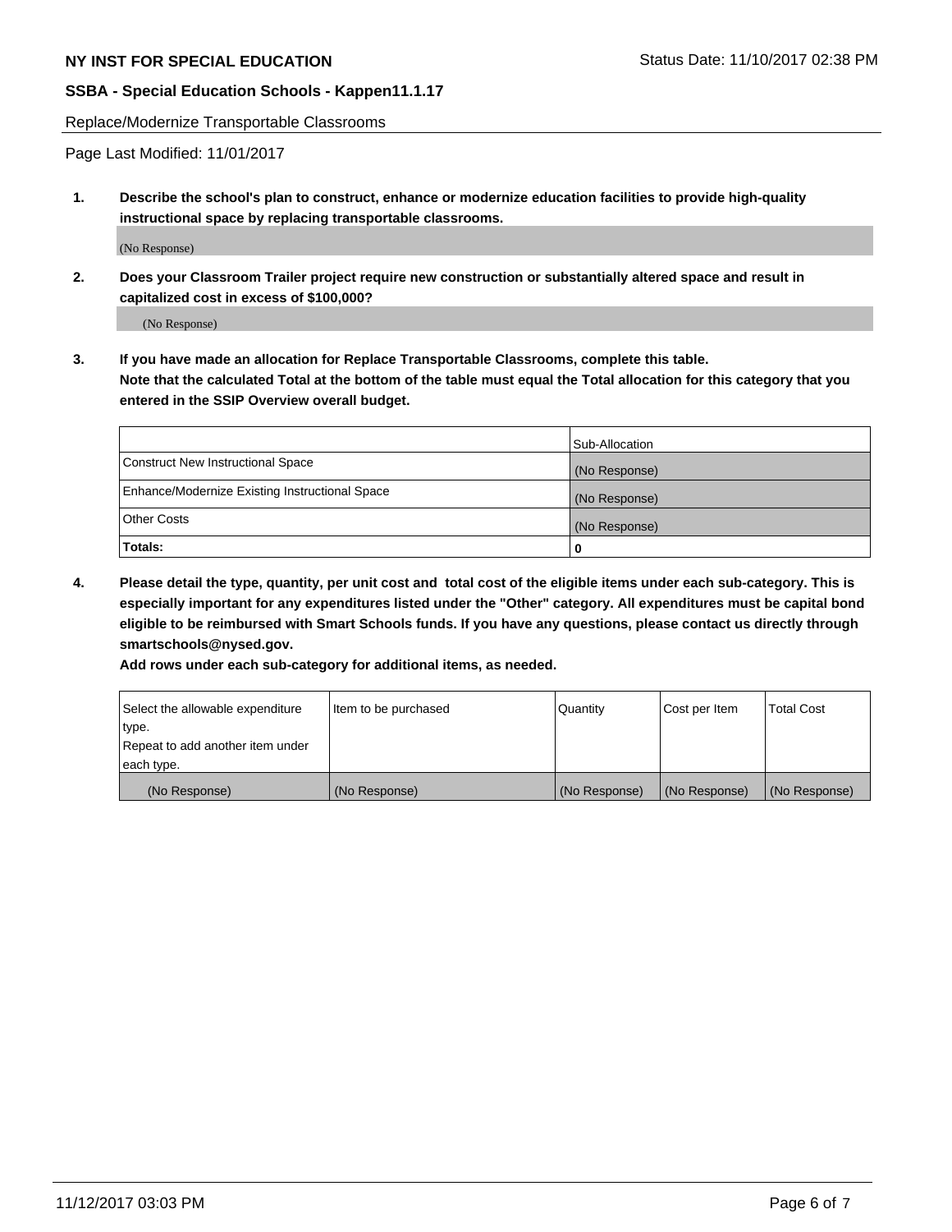Replace/Modernize Transportable Classrooms

Page Last Modified: 11/01/2017

**1. Describe the school's plan to construct, enhance or modernize education facilities to provide high-quality instructional space by replacing transportable classrooms.**

(No Response)

**2. Does your Classroom Trailer project require new construction or substantially altered space and result in capitalized cost in excess of $100,000?**

(No Response)

**3. If you have made an allocation for Replace Transportable Classrooms, complete this table. Note that the calculated Total at the bottom of the table must equal the Total allocation for this category that you entered in the SSIP Overview overall budget.**

| | Sub-Allocation |
|---|---|
| Construct New Instructional Space | (No Response) |
| Enhance/Modernize Existing Instructional Space | (No Response) |
| Other Costs | (No Response) |
| **Totals:** | **0** |

**4. Please detail the type, quantity, per unit cost and total cost of the eligible items under each sub-category. This is especially important for any expenditures listed under the "Other" category. All expenditures must be capital bond eligible to be reimbursed with Smart Schools funds. If you have any questions, please contact us directly through smartschools@nysed.gov.**

**Add rows under each sub-category for additional items, as needed.**

| Select the allowable expenditure type. Repeat to add another item under each type. | Item to be purchased | Quantity | Cost per Item | Total Cost |
|---|---|---|---|---|
| (No Response) | (No Response) | (No Response) | (No Response) | (No Response) |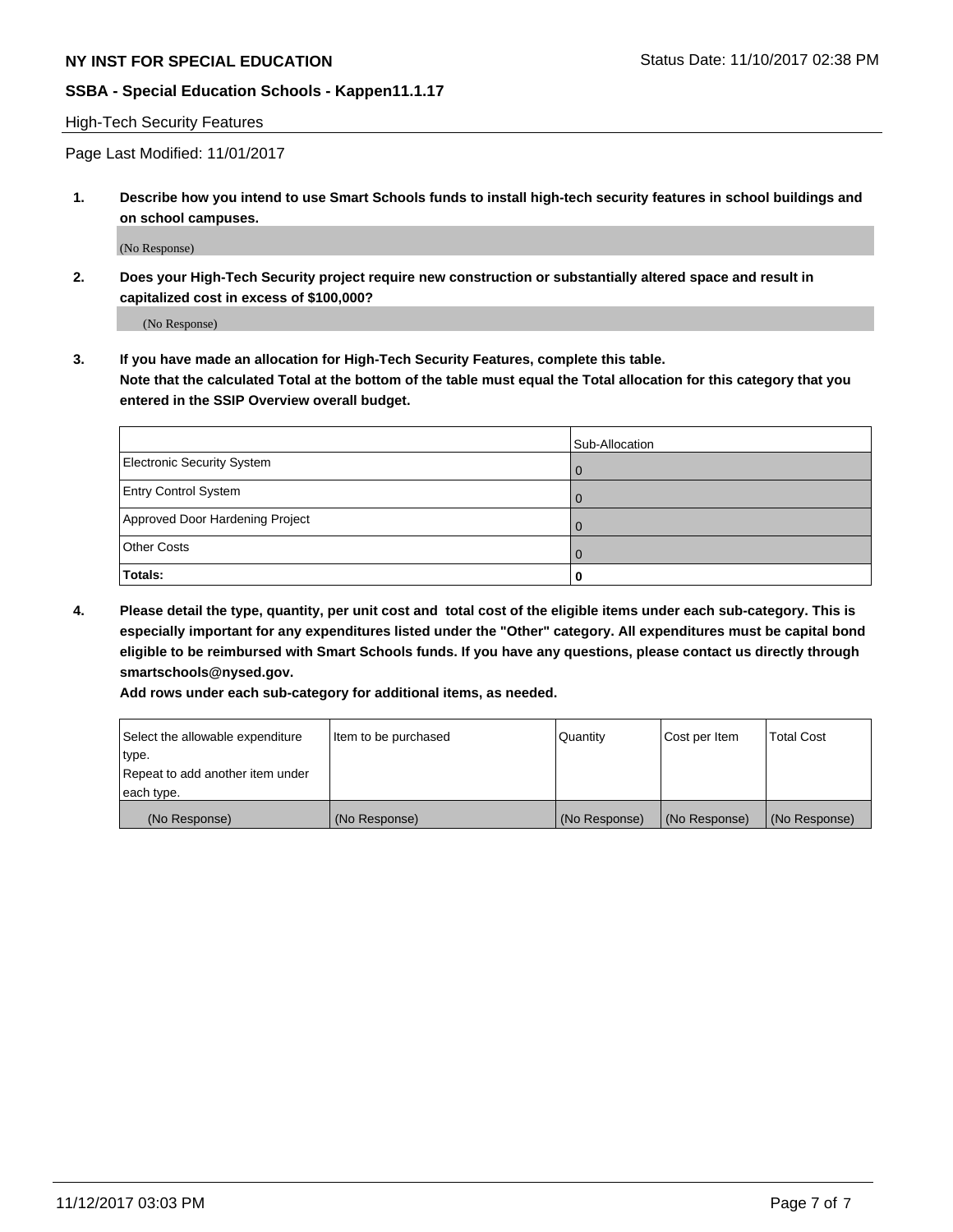High-Tech Security Features

Page Last Modified: 11/01/2017

**1. Describe how you intend to use Smart Schools funds to install high-tech security features in school buildings and on school campuses.**

(No Response)

**2. Does your High-Tech Security project require new construction or substantially altered space and result in capitalized cost in excess of $100,000?**

(No Response)

**3. If you have made an allocation for High-Tech Security Features, complete this table.**
**Note that the calculated Total at the bottom of the table must equal the Total allocation for this category that you entered in the SSIP Overview overall budget.**

| | Sub-Allocation |
|---|---|
| Electronic Security System | 0 |
| Entry Control System | 0 |
| Approved Door Hardening Project | 0 |
| Other Costs | 0 |
| **Totals:** | **0** |

**4. Please detail the type, quantity, per unit cost and total cost of the eligible items under each sub-category. This is especially important for any expenditures listed under the "Other" category. All expenditures must be capital bond eligible to be reimbursed with Smart Schools funds. If you have any questions, please contact us directly through smartschools@nysed.gov.**

**Add rows under each sub-category for additional items, as needed.**

| Select the allowable expenditure type. Repeat to add another item under each type. | Item to be purchased | Quantity | Cost per Item | Total Cost |
|---|---|---|---|---|
| (No Response) | (No Response) | (No Response) | (No Response) | (No Response) |